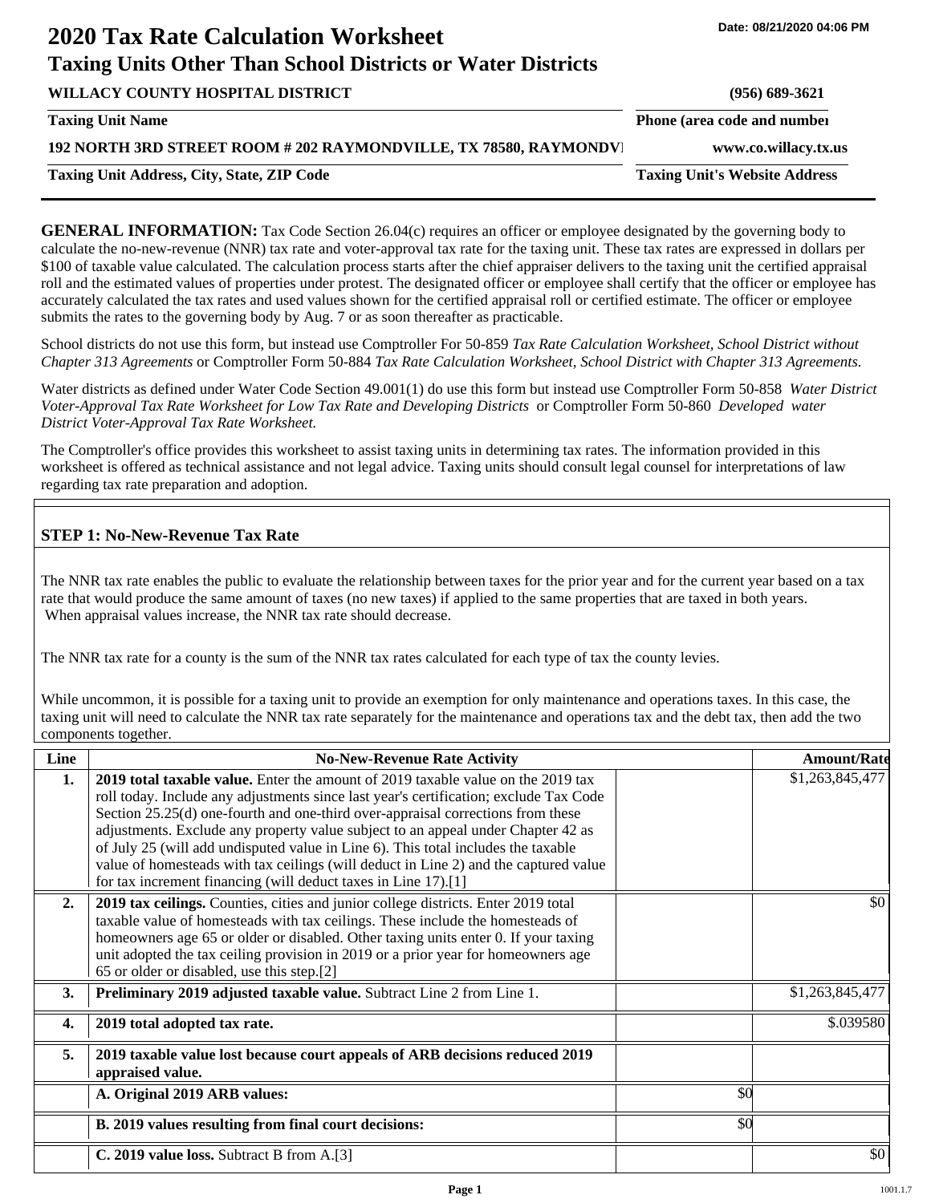Date: 08/21/2020 04:06 PM

# 2020 Tax Rate Calculation Worksheet

## Taxing Units Other Than School Districts or Water Districts

| WILLACY COUNTY HOSPITAL DISTRICT | (956) 689-3621 |
|---|---|
| **Taxing Unit Name** | **Phone (area code and number)** |
| 192 NORTH 3RD STREET ROOM # 202 RAYMONDVILLE, TX 78580, RAYMONDVI | www.co.willacy.tx.us |
| **Taxing Unit Address, City, State, ZIP Code** | **Taxing Unit's Website Address** |

**GENERAL INFORMATION:** Tax Code Section 26.04(c) requires an officer or employee designated by the governing body to calculate the no-new-revenue (NNR) tax rate and voter-approval tax rate for the taxing unit. These tax rates are expressed in dollars per $100 of taxable value calculated. The calculation process starts after the chief appraiser delivers to the taxing unit the certified appraisal roll and the estimated values of properties under protest. The designated officer or employee shall certify that the officer or employee has accurately calculated the tax rates and used values shown for the certified appraisal roll or certified estimate. The officer or employee submits the rates to the governing body by Aug. 7 or as soon thereafter as practicable.

School districts do not use this form, but instead use Comptroller For 50-859 *Tax Rate Calculation Worksheet, School District without Chapter 313 Agreements* or Comptroller Form 50-884 *Tax Rate Calculation Worksheet, School District with Chapter 313 Agreements.*

Water districts as defined under Water Code Section 49.001(1) do use this form but instead use Comptroller Form 50-858 *Water District Voter-Approval Tax Rate Worksheet for Low Tax Rate and Developing Districts* or Comptroller Form 50-860 *Developed water District Voter-Approval Tax Rate Worksheet.*

The Comptroller's office provides this worksheet to assist taxing units in determining tax rates. The information provided in this worksheet is offered as technical assistance and not legal advice. Taxing units should consult legal counsel for interpretations of law regarding tax rate preparation and adoption.

### STEP 1: No-New-Revenue Tax Rate

The NNR tax rate enables the public to evaluate the relationship between taxes for the prior year and for the current year based on a tax rate that would produce the same amount of taxes (no new taxes) if applied to the same properties that are taxed in both years. When appraisal values increase, the NNR tax rate should decrease.

The NNR tax rate for a county is the sum of the NNR tax rates calculated for each type of tax the county levies.

While uncommon, it is possible for a taxing unit to provide an exemption for only maintenance and operations taxes. In this case, the taxing unit will need to calculate the NNR tax rate separately for the maintenance and operations tax and the debt tax, then add the two components together.

| Line | No-New-Revenue Rate Activity | | Amount/Rate |
|---|---|---|---|
| 1. | **2019 total taxable value.** Enter the amount of 2019 taxable value on the 2019 tax roll today. Include any adjustments since last year's certification; exclude Tax Code Section 25.25(d) one-fourth and one-third over-appraisal corrections from these adjustments. Exclude any property value subject to an appeal under Chapter 42 as of July 25 (will add undisputed value in Line 6). This total includes the taxable value of homesteads with tax ceilings (will deduct in Line 2) and the captured value for tax increment financing (will deduct taxes in Line 17).[1] | | $1,263,845,477 |
| 2. | **2019 tax ceilings.** Counties, cities and junior college districts. Enter 2019 total taxable value of homesteads with tax ceilings. These include the homesteads of homeowners age 65 or older or disabled. Other taxing units enter 0. If your taxing unit adopted the tax ceiling provision in 2019 or a prior year for homeowners age 65 or older or disabled, use this step.[2] | | $0 |
| 3. | **Preliminary 2019 adjusted taxable value.** Subtract Line 2 from Line 1. | | $1,263,845,477 |
| 4. | **2019 total adopted tax rate.** | | $.039580 |
| 5. | **2019 taxable value lost because court appeals of ARB decisions reduced 2019 appraised value.** | | |
| | **A. Original 2019 ARB values:** | $0 | |
| | **B. 2019 values resulting from final court decisions:** | $0 | |
| | **C. 2019 value loss.** Subtract B from A.[3] | | $0 |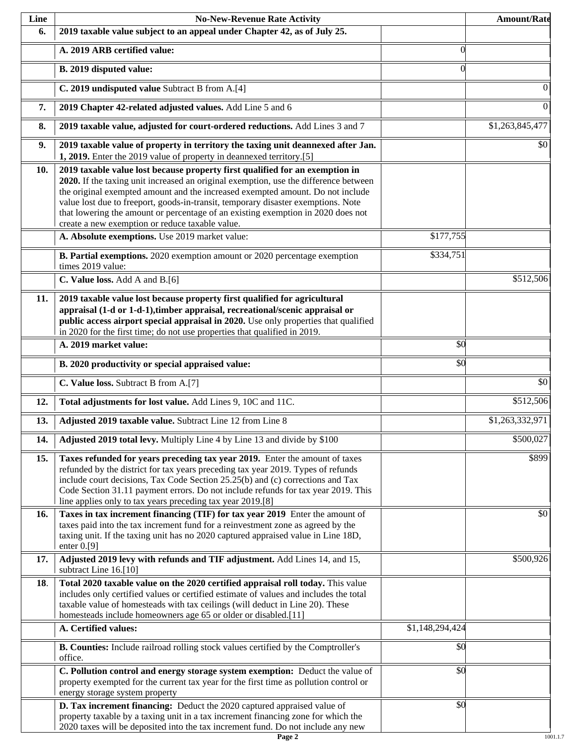| Line | No-New-Revenue Rate Activity | | Amount/Rate |
|---|---|---|---|
| **6.** | **2019 taxable value subject to an appeal under Chapter 42, as of July 25.** | | |
| | **A. 2019 ARB certified value:** | 0 | |
| | **B. 2019 disputed value:** | 0 | |
| | **C. 2019 undisputed value** Subtract B from A.[4] | | 0 |
| **7.** | **2019 Chapter 42-related adjusted values.** Add Line 5 and 6 | | 0 |
| **8.** | **2019 taxable value, adjusted for court-ordered reductions.** Add Lines 3 and 7 | | $1,263,845,477 |
| **9.** | **2019 taxable value of property in territory the taxing unit deannexed after Jan. 1, 2019.** Enter the 2019 value of property in deannexed territory.[5] | | $0 |
| **10.** | **2019 taxable value lost because property first qualified for an exemption in 2020.** If the taxing unit increased an original exemption, use the difference between the original exempted amount and the increased exempted amount. Do not include value lost due to freeport, goods-in-transit, temporary disaster exemptions. Note that lowering the amount or percentage of an existing exemption in 2020 does not create a new exemption or reduce taxable value. | | |
| | **A. Absolute exemptions.** Use 2019 market value: | $177,755 | |
| | **B. Partial exemptions.** 2020 exemption amount or 2020 percentage exemption times 2019 value: | $334,751 | |
| | **C. Value loss.** Add A and B.[6] | | $512,506 |
| **11.** | **2019 taxable value lost because property first qualified for agricultural appraisal (1-d or 1-d-1),timber appraisal, recreational/scenic appraisal or public access airport special appraisal in 2020.** Use only properties that qualified in 2020 for the first time; do not use properties that qualified in 2019. | | |
| | **A. 2019 market value:** | $0 | |
| | **B. 2020 productivity or special appraised value:** | $0 | |
| | **C. Value loss.** Subtract B from A.[7] | | $0 |
| **12.** | **Total adjustments for lost value.** Add Lines 9, 10C and 11C. | | $512,506 |
| **13.** | **Adjusted 2019 taxable value.** Subtract Line 12 from Line 8 | | $1,263,332,971 |
| **14.** | **Adjusted 2019 total levy.** Multiply Line 4 by Line 13 and divide by $100 | | $500,027 |
| **15.** | **Taxes refunded for years preceding tax year 2019.** Enter the amount of taxes refunded by the district for tax years preceding tax year 2019. Types of refunds include court decisions, Tax Code Section 25.25(b) and (c) corrections and Tax Code Section 31.11 payment errors. Do not include refunds for tax year 2019. This line applies only to tax years preceding tax year 2019.[8] | | $899 |
| **16.** | **Taxes in tax increment financing (TIF) for tax year 2019** Enter the amount of taxes paid into the tax increment fund for a reinvestment zone as agreed by the taxing unit. If the taxing unit has no 2020 captured appraised value in Line 18D, enter 0.[9] | | $0 |
| **17.** | **Adjusted 2019 levy with refunds and TIF adjustment.** Add Lines 14, and 15, subtract Line 16.[10] | | $500,926 |
| **18.** | **Total 2020 taxable value on the 2020 certified appraisal roll today.** This value includes only certified values or certified estimate of values and includes the total taxable value of homesteads with tax ceilings (will deduct in Line 20). These homesteads include homeowners age 65 or older or disabled.[11] | | |
| | **A. Certified values:** | $1,148,294,424 | |
| | **B. Counties:** Include railroad rolling stock values certified by the Comptroller's office. | $0 | |
| | **C. Pollution control and energy storage system exemption:** Deduct the value of property exempted for the current tax year for the first time as pollution control or energy storage system property | $0 | |
| | **D. Tax increment financing:** Deduct the 2020 captured appraised value of property taxable by a taxing unit in a tax increment financing zone for which the 2020 taxes will be deposited into the tax increment fund. Do not include any new | $0 | |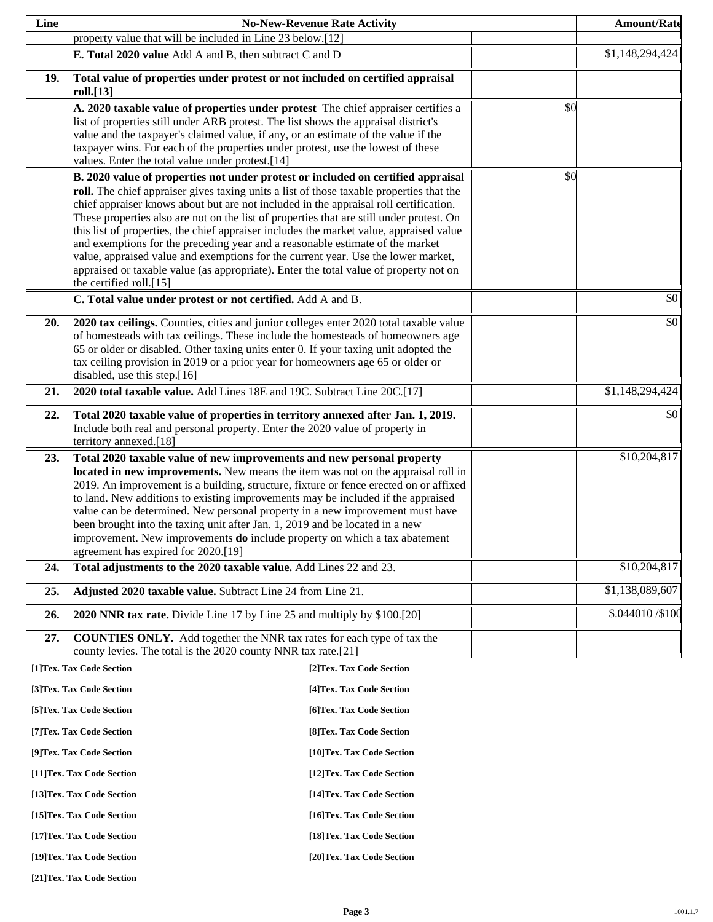| Line | No-New-Revenue Rate Activity | | Amount/Rate |
|---|---|---|---|
| | property value that will be included in Line 23 below.[12] | | |
| | **E. Total 2020 value** Add A and B, then subtract C and D | | $1,148,294,424 |
| **19.** | **Total value of properties under protest or not included on certified appraisal roll.[13]** | | |
| | **A. 2020 taxable value of properties under protest** The chief appraiser certifies a list of properties still under ARB protest. The list shows the appraisal district's value and the taxpayer's claimed value, if any, or an estimate of the value if the taxpayer wins. For each of the properties under protest, use the lowest of these values. Enter the total value under protest.[14] | $0 | |
| | **B. 2020 value of properties not under protest or included on certified appraisal roll.** The chief appraiser gives taxing units a list of those taxable properties that the chief appraiser knows about but are not included in the appraisal roll certification. These properties also are not on the list of properties that are still under protest. On this list of properties, the chief appraiser includes the market value, appraised value and exemptions for the preceding year and a reasonable estimate of the market value, appraised value and exemptions for the current year. Use the lower market, appraised or taxable value (as appropriate). Enter the total value of property not on the certified roll.[15] | $0 | |
| | **C. Total value under protest or not certified.** Add A and B. | | $0 |
| **20.** | **2020 tax ceilings.** Counties, cities and junior colleges enter 2020 total taxable value of homesteads with tax ceilings. These include the homesteads of homeowners age 65 or older or disabled. Other taxing units enter 0. If your taxing unit adopted the tax ceiling provision in 2019 or a prior year for homeowners age 65 or older or disabled, use this step.[16] | | $0 |
| **21.** | **2020 total taxable value.** Add Lines 18E and 19C. Subtract Line 20C.[17] | | $1,148,294,424 |
| **22.** | **Total 2020 taxable value of properties in territory annexed after Jan. 1, 2019.** Include both real and personal property. Enter the 2020 value of property in territory annexed.[18] | | $0 |
| **23.** | **Total 2020 taxable value of new improvements and new personal property located in new improvements.** New means the item was not on the appraisal roll in 2019. An improvement is a building, structure, fixture or fence erected on or affixed to land. New additions to existing improvements may be included if the appraised value can be determined. New personal property in a new improvement must have been brought into the taxing unit after Jan. 1, 2019 and be located in a new improvement. New improvements **do** include property on which a tax abatement agreement has expired for 2020.[19] | | $10,204,817 |
| **24.** | **Total adjustments to the 2020 taxable value.** Add Lines 22 and 23. | | $10,204,817 |
| **25.** | **Adjusted 2020 taxable value.** Subtract Line 24 from Line 21. | | $1,138,089,607 |
| **26.** | **2020 NNR tax rate.** Divide Line 17 by Line 25 and multiply by $100.[20] | | $.044010 /$100 |
| **27.** | **COUNTIES ONLY.** Add together the NNR tax rates for each type of tax the county levies. The total is the 2020 county NNR tax rate.[21] | | |

**[1]Tex. Tax Code Section**
**[2]Tex. Tax Code Section**
**[3]Tex. Tax Code Section**
**[4]Tex. Tax Code Section**
**[5]Tex. Tax Code Section**
**[6]Tex. Tax Code Section**
**[7]Tex. Tax Code Section**
**[8]Tex. Tax Code Section**
**[9]Tex. Tax Code Section**
**[10]Tex. Tax Code Section**
**[11]Tex. Tax Code Section**
**[12]Tex. Tax Code Section**
**[13]Tex. Tax Code Section**
**[14]Tex. Tax Code Section**
**[15]Tex. Tax Code Section**
**[16]Tex. Tax Code Section**
**[17]Tex. Tax Code Section**
**[18]Tex. Tax Code Section**
**[19]Tex. Tax Code Section**
**[20]Tex. Tax Code Section**
**[21]Tex. Tax Code Section**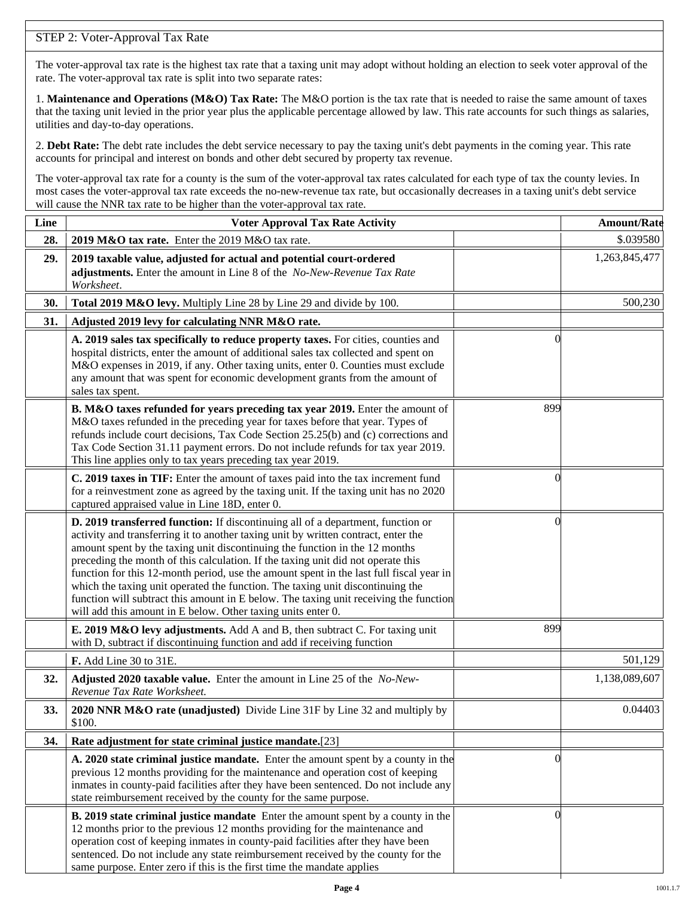STEP 2: Voter-Approval Tax Rate

The voter-approval tax rate is the highest tax rate that a taxing unit may adopt without holding an election to seek voter approval of the rate. The voter-approval tax rate is split into two separate rates:

1. **Maintenance and Operations (M&O) Tax Rate:** The M&O portion is the tax rate that is needed to raise the same amount of taxes that the taxing unit levied in the prior year plus the applicable percentage allowed by law. This rate accounts for such things as salaries, utilities and day-to-day operations.

2. **Debt Rate:** The debt rate includes the debt service necessary to pay the taxing unit's debt payments in the coming year. This rate accounts for principal and interest on bonds and other debt secured by property tax revenue.

The voter-approval tax rate for a county is the sum of the voter-approval tax rates calculated for each type of tax the county levies. In most cases the voter-approval tax rate exceeds the no-new-revenue tax rate, but occasionally decreases in a taxing unit's debt service will cause the NNR tax rate to be higher than the voter-approval tax rate.

| Line | Voter Approval Tax Rate Activity | | Amount/Rate |
|---|---|---|---|
| **28.** | **2019 M&O tax rate.** Enter the 2019 M&O tax rate. | | $.039580 |
| **29.** | **2019 taxable value, adjusted for actual and potential court-ordered adjustments.** Enter the amount in Line 8 of the *No-New-Revenue Tax Rate Worksheet*. | | 1,263,845,477 |
| **30.** | **Total 2019 M&O levy.** Multiply Line 28 by Line 29 and divide by 100. | | 500,230 |
| **31.** | **Adjusted 2019 levy for calculating NNR M&O rate.** | | |
| | **A. 2019 sales tax specifically to reduce property taxes.** For cities, counties and hospital districts, enter the amount of additional sales tax collected and spent on M&O expenses in 2019, if any. Other taxing units, enter 0. Counties must exclude any amount that was spent for economic development grants from the amount of sales tax spent. | 0 | |
| | **B. M&O taxes refunded for years preceding tax year 2019.** Enter the amount of M&O taxes refunded in the preceding year for taxes before that year. Types of refunds include court decisions, Tax Code Section 25.25(b) and (c) corrections and Tax Code Section 31.11 payment errors. Do not include refunds for tax year 2019. This line applies only to tax years preceding tax year 2019. | 899 | |
| | **C. 2019 taxes in TIF:** Enter the amount of taxes paid into the tax increment fund for a reinvestment zone as agreed by the taxing unit. If the taxing unit has no 2020 captured appraised value in Line 18D, enter 0. | 0 | |
| | **D. 2019 transferred function:** If discontinuing all of a department, function or activity and transferring it to another taxing unit by written contract, enter the amount spent by the taxing unit discontinuing the function in the 12 months preceding the month of this calculation. If the taxing unit did not operate this function for this 12-month period, use the amount spent in the last full fiscal year in which the taxing unit operated the function. The taxing unit discontinuing the function will subtract this amount in E below. The taxing unit receiving the function will add this amount in E below. Other taxing units enter 0. | 0 | |
| | **E. 2019 M&O levy adjustments.** Add A and B, then subtract C. For taxing unit with D, subtract if discontinuing function and add if receiving function | 899 | |
| | **F.** Add Line 30 to 31E. | | 501,129 |
| **32.** | **Adjusted 2020 taxable value.** Enter the amount in Line 25 of the *No-New-Revenue Tax Rate Worksheet.* | | 1,138,089,607 |
| **33.** | **2020 NNR M&O rate (unadjusted)** Divide Line 31F by Line 32 and multiply by $100. | | 0.04403 |
| **34.** | **Rate adjustment for state criminal justice mandate.**[23] | | |
| | **A. 2020 state criminal justice mandate.** Enter the amount spent by a county in the previous 12 months providing for the maintenance and operation cost of keeping inmates in county-paid facilities after they have been sentenced. Do not include any state reimbursement received by the county for the same purpose. | 0 | |
| | **B. 2019 state criminal justice mandate** Enter the amount spent by a county in the 12 months prior to the previous 12 months providing for the maintenance and operation cost of keeping inmates in county-paid facilities after they have been sentenced. Do not include any state reimbursement received by the county for the same purpose. Enter zero if this is the first time the mandate applies | 0 | |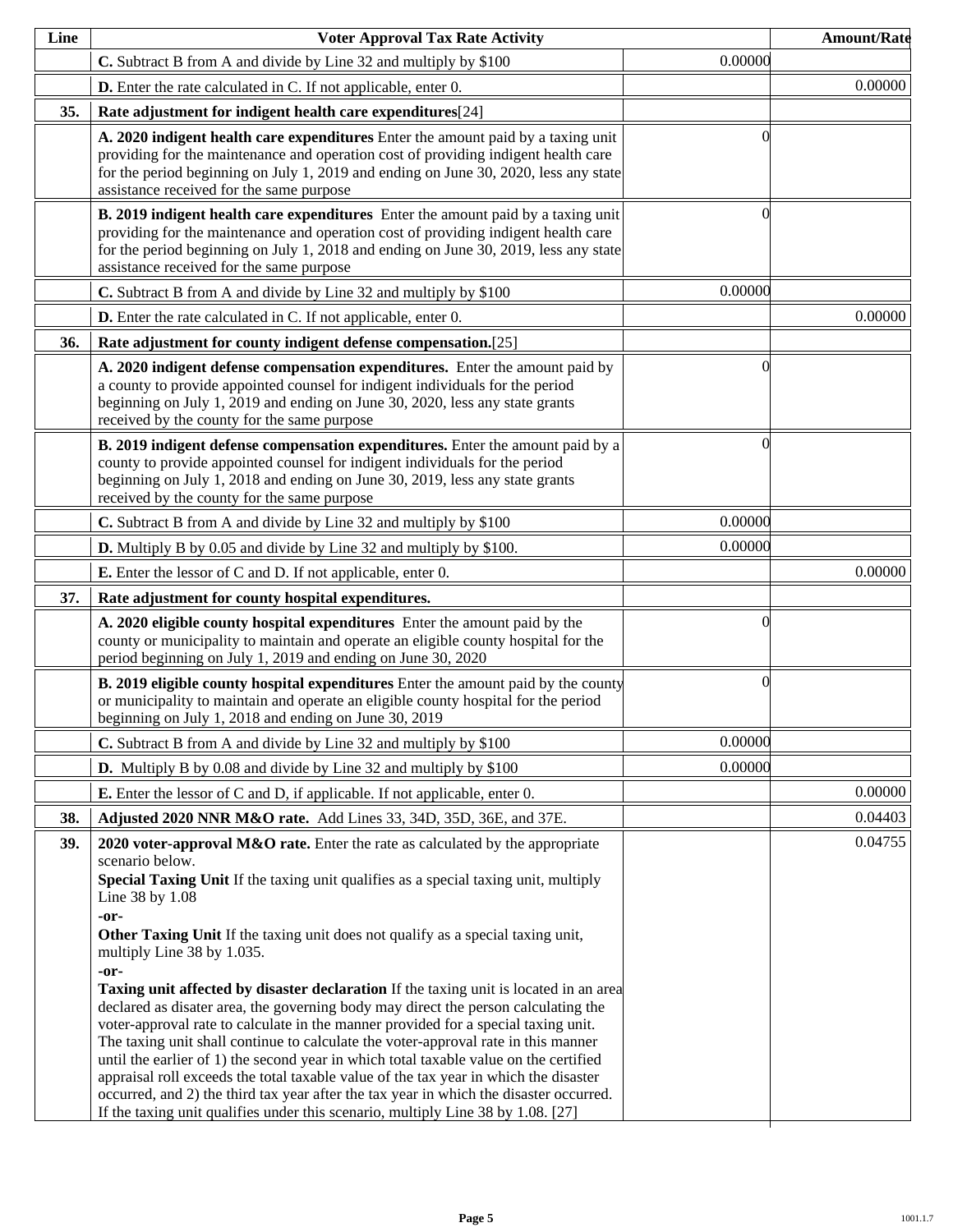| Line | Voter Approval Tax Rate Activity | | Amount/Rate |
|---|---|---|---|
| | **C.** Subtract B from A and divide by Line 32 and multiply by $100 | 0.00000 | |
| | **D.** Enter the rate calculated in C. If not applicable, enter 0. | | 0.00000 |
| **35.** | **Rate adjustment for indigent health care expenditures**[24] | | |
| | **A. 2020 indigent health care expenditures** Enter the amount paid by a taxing unit providing for the maintenance and operation cost of providing indigent health care for the period beginning on July 1, 2019 and ending on June 30, 2020, less any state assistance received for the same purpose | 0 | |
| | **B. 2019 indigent health care expenditures** Enter the amount paid by a taxing unit providing for the maintenance and operation cost of providing indigent health care for the period beginning on July 1, 2018 and ending on June 30, 2019, less any state assistance received for the same purpose | 0 | |
| | **C.** Subtract B from A and divide by Line 32 and multiply by $100 | 0.00000 | |
| | **D.** Enter the rate calculated in C. If not applicable, enter 0. | | 0.00000 |
| **36.** | **Rate adjustment for county indigent defense compensation.**[25] | | |
| | **A. 2020 indigent defense compensation expenditures.** Enter the amount paid by a county to provide appointed counsel for indigent individuals for the period beginning on July 1, 2019 and ending on June 30, 2020, less any state grants received by the county for the same purpose | 0 | |
| | **B. 2019 indigent defense compensation expenditures.** Enter the amount paid by a county to provide appointed counsel for indigent individuals for the period beginning on July 1, 2018 and ending on June 30, 2019, less any state grants received by the county for the same purpose | 0 | |
| | **C.** Subtract B from A and divide by Line 32 and multiply by $100 | 0.00000 | |
| | **D.** Multiply B by 0.05 and divide by Line 32 and multiply by $100. | 0.00000 | |
| | **E.** Enter the lessor of C and D. If not applicable, enter 0. | | 0.00000 |
| **37.** | **Rate adjustment for county hospital expenditures.** | | |
| | **A. 2020 eligible county hospital expenditures** Enter the amount paid by the county or municipality to maintain and operate an eligible county hospital for the period beginning on July 1, 2019 and ending on June 30, 2020 | 0 | |
| | **B. 2019 eligible county hospital expenditures** Enter the amount paid by the county or municipality to maintain and operate an eligible county hospital for the period beginning on July 1, 2018 and ending on June 30, 2019 | 0 | |
| | **C.** Subtract B from A and divide by Line 32 and multiply by $100 | 0.00000 | |
| | **D.** Multiply B by 0.08 and divide by Line 32 and multiply by $100 | 0.00000 | |
| | **E.** Enter the lessor of C and D, if applicable. If not applicable, enter 0. | | 0.00000 |
| **38.** | **Adjusted 2020 NNR M&O rate.** Add Lines 33, 34D, 35D, 36E, and 37E. | | 0.04403 |
| **39.** | **2020 voter-approval M&O rate.** Enter the rate as calculated by the appropriate scenario below. **Special Taxing Unit** If the taxing unit qualifies as a special taxing unit, multiply Line 38 by 1.08 **-or-** **Other Taxing Unit** If the taxing unit does not qualify as a special taxing unit, multiply Line 38 by 1.035. **-or-** **Taxing unit affected by disaster declaration** If the taxing unit is located in an area declared as disater area, the governing body may direct the person calculating the voter-approval rate to calculate in the manner provided for a special taxing unit. The taxing unit shall continue to calculate the voter-approval rate in this manner until the earlier of 1) the second year in which total taxable value on the certified appraisal roll exceeds the total taxable value of the tax year in which the disaster occurred, and 2) the third tax year after the tax year in which the disaster occurred. If the taxing unit qualifies under this scenario, multiply Line 38 by 1.08. [27] | | 0.04755 |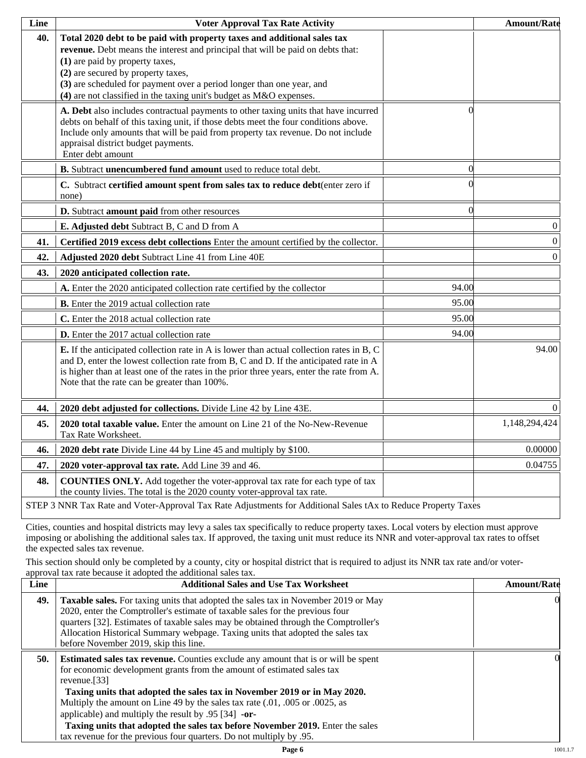| Line | Voter Approval Tax Rate Activity | | Amount/Rate |
|---|---|---|---|
| **40.** | **Total 2020 debt to be paid with property taxes and additional sales tax revenue.** Debt means the interest and principal that will be paid on debts that:<br>**(1)** are paid by property taxes,<br>**(2)** are secured by property taxes,<br>**(3)** are scheduled for payment over a period longer than one year, and<br>**(4)** are not classified in the taxing unit's budget as M&O expenses. | | |
| | **A. Debt** also includes contractual payments to other taxing units that have incurred debts on behalf of this taxing unit, if those debts meet the four conditions above. Include only amounts that will be paid from property tax revenue. Do not include appraisal district budget payments.<br>Enter debt amount | 0 | |
| | **B.** Subtract **unencumbered fund amount** used to reduce total debt. | 0 | |
| | **C.** Subtract **certified amount spent from sales tax to reduce debt**(enter zero if none) | 0 | |
| | **D.** Subtract **amount paid** from other resources | 0 | |
| | **E. Adjusted debt** Subtract B, C and D from A | | 0 |
| **41.** | **Certified 2019 excess debt collections** Enter the amount certified by the collector. | | 0 |
| **42.** | **Adjusted 2020 debt** Subtract Line 41 from Line 40E | | 0 |
| **43.** | **2020 anticipated collection rate.** | | |
| | **A.** Enter the 2020 anticipated collection rate certified by the collector | 94.00 | |
| | **B.** Enter the 2019 actual collection rate | 95.00 | |
| | **C.** Enter the 2018 actual collection rate | 95.00 | |
| | **D.** Enter the 2017 actual collection rate | 94.00 | |
| | **E.** If the anticipated collection rate in A is lower than actual collection rates in B, C and D, enter the lowest collection rate from B, C and D. If the anticipated rate in A is higher than at least one of the rates in the prior three years, enter the rate from A. Note that the rate can be greater than 100%. | | 94.00 |
| **44.** | **2020 debt adjusted for collections.** Divide Line 42 by Line 43E. | | 0 |
| **45.** | **2020 total taxable value.** Enter the amount on Line 21 of the No-New-Revenue Tax Rate Worksheet. | | 1,148,294,424 |
| **46.** | **2020 debt rate** Divide Line 44 by Line 45 and multiply by $100. | | 0.00000 |
| **47.** | **2020 voter-approval tax rate.** Add Line 39 and 46. | | 0.04755 |
| **48.** | **COUNTIES ONLY.** Add together the voter-approval tax rate for each type of tax the county livies. The total is the 2020 county voter-approval tax rate. | | |

STEP 3 NNR Tax Rate and Voter-Approval Tax Rate Adjustments for Additional Sales tAx to Reduce Property Taxes

Cities, counties and hospital districts may levy a sales tax specifically to reduce property taxes. Local voters by election must approve imposing or abolishing the additional sales tax. If approved, the taxing unit must reduce its NNR and voter-approval tax rates to offset the expected sales tax revenue.

This section should only be completed by a county, city or hospital district that is required to adjust its NNR tax rate and/or voter-approval tax rate because it adopted the additional sales tax.

| Line | Additional Sales and Use Tax Worksheet | Amount/Rate |
|---|---|---|
| **49.** | **Taxable sales.** For taxing units that adopted the sales tax in November 2019 or May 2020, enter the Comptroller's estimate of taxable sales for the previous four quarters [32]. Estimates of taxable sales may be obtained through the Comptroller's Allocation Historical Summary webpage. Taxing units that adopted the sales tax before November 2019, skip this line. | 0 |
| **50.** | **Estimated sales tax revenue.** Counties exclude any amount that is or will be spent for economic development grants from the amount of estimated sales tax revenue.[33]<br>**Taxing units that adopted the sales tax in November 2019 or in May 2020.** Multiply the amount on Line 49 by the sales tax rate (.01, .005 or .0025, as applicable) and multiply the result by .95 [34] **-or-**<br>**Taxing units that adopted the sales tax before November 2019.** Enter the sales tax revenue for the previous four quarters. Do not multiply by .95. | 0 |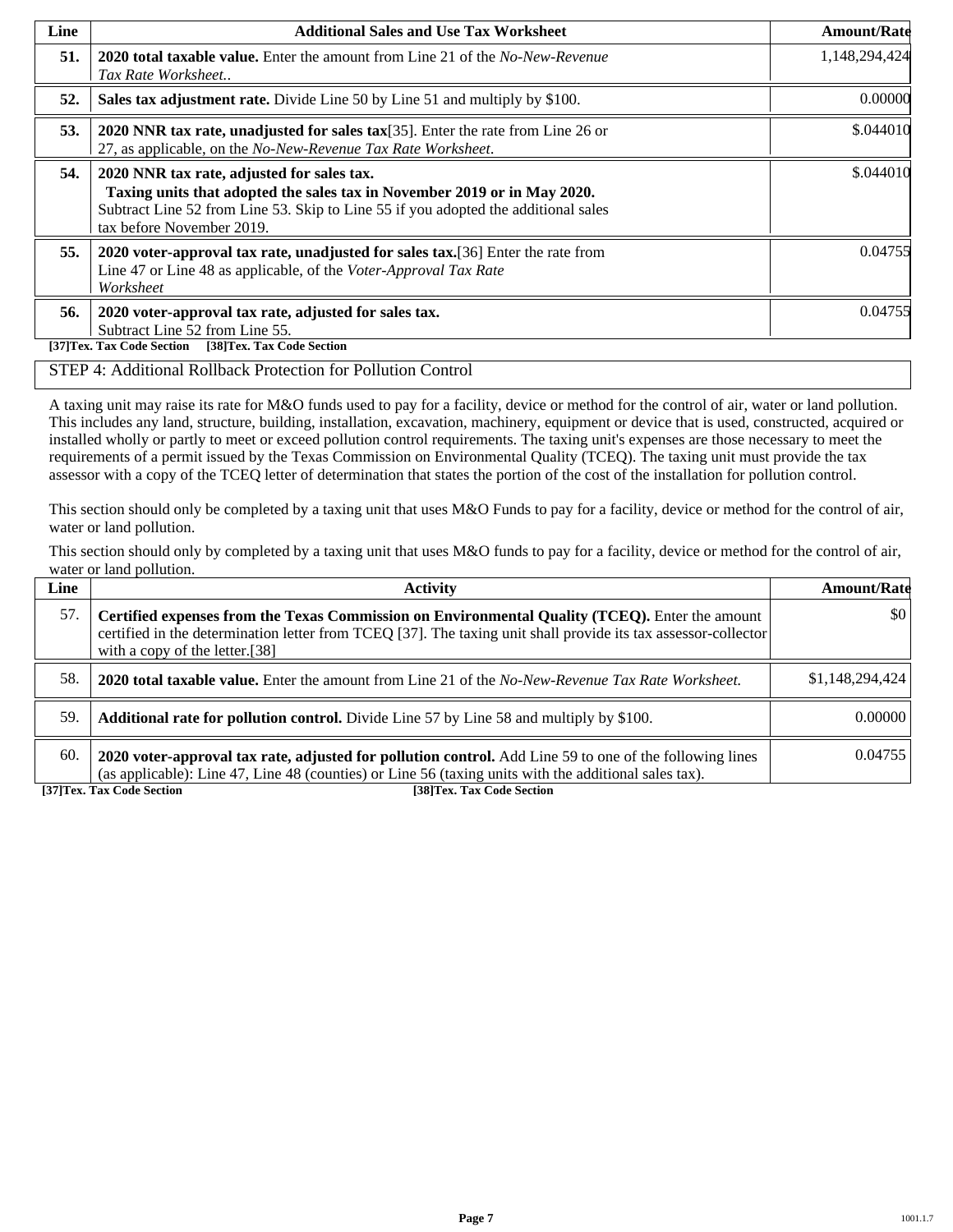| Line | Additional Sales and Use Tax Worksheet | Amount/Rate |
|---|---|---|
| **51.** | **2020 total taxable value.** Enter the amount from Line 21 of the *No-New-Revenue Tax Rate Worksheet.*. | 1,148,294,424 |
| **52.** | **Sales tax adjustment rate.** Divide Line 50 by Line 51 and multiply by $100. | 0.00000 |
| **53.** | **2020 NNR tax rate, unadjusted for sales tax**[35]. Enter the rate from Line 26 or 27, as applicable, on the *No-New-Revenue Tax Rate Worksheet*. | $.044010 |
| **54.** | **2020 NNR tax rate, adjusted for sales tax.** **Taxing units that adopted the sales tax in November 2019 or in May 2020.** Subtract Line 52 from Line 53. Skip to Line 55 if you adopted the additional sales tax before November 2019. | $.044010 |
| **55.** | **2020 voter-approval tax rate, unadjusted for sales tax.**[36] Enter the rate from Line 47 or Line 48 as applicable, of the *Voter-Approval Tax Rate Worksheet* | 0.04755 |
| **56.** | **2020 voter-approval tax rate, adjusted for sales tax.** Subtract Line 52 from Line 55. | 0.04755 |

**[37]Tex. Tax Code Section** **[38]Tex. Tax Code Section**

## STEP 4: Additional Rollback Protection for Pollution Control

A taxing unit may raise its rate for M&O funds used to pay for a facility, device or method for the control of air, water or land pollution. This includes any land, structure, building, installation, excavation, machinery, equipment or device that is used, constructed, acquired or installed wholly or partly to meet or exceed pollution control requirements. The taxing unit's expenses are those necessary to meet the requirements of a permit issued by the Texas Commission on Environmental Quality (TCEQ). The taxing unit must provide the tax assessor with a copy of the TCEQ letter of determination that states the portion of the cost of the installation for pollution control.

This section should only be completed by a taxing unit that uses M&O Funds to pay for a facility, device or method for the control of air, water or land pollution.

This section should only by completed by a taxing unit that uses M&O funds to pay for a facility, device or method for the control of air, water or land pollution.

| Line | Activity | Amount/Rate |
|---|---|---|
| 57. | **Certified expenses from the Texas Commission on Environmental Quality (TCEQ).** Enter the amount certified in the determination letter from TCEQ [37]. The taxing unit shall provide its tax assessor-collector with a copy of the letter.[38] | $0 |
| 58. | **2020 total taxable value.** Enter the amount from Line 21 of the *No-New-Revenue Tax Rate Worksheet.* | $1,148,294,424 |
| 59. | **Additional rate for pollution control.** Divide Line 57 by Line 58 and multiply by $100. | 0.00000 |
| 60. | **2020 voter-approval tax rate, adjusted for pollution control.** Add Line 59 to one of the following lines (as applicable): Line 47, Line 48 (counties) or Line 56 (taxing units with the additional sales tax). | 0.04755 |

**[37]Tex. Tax Code Section** **[38]Tex. Tax Code Section**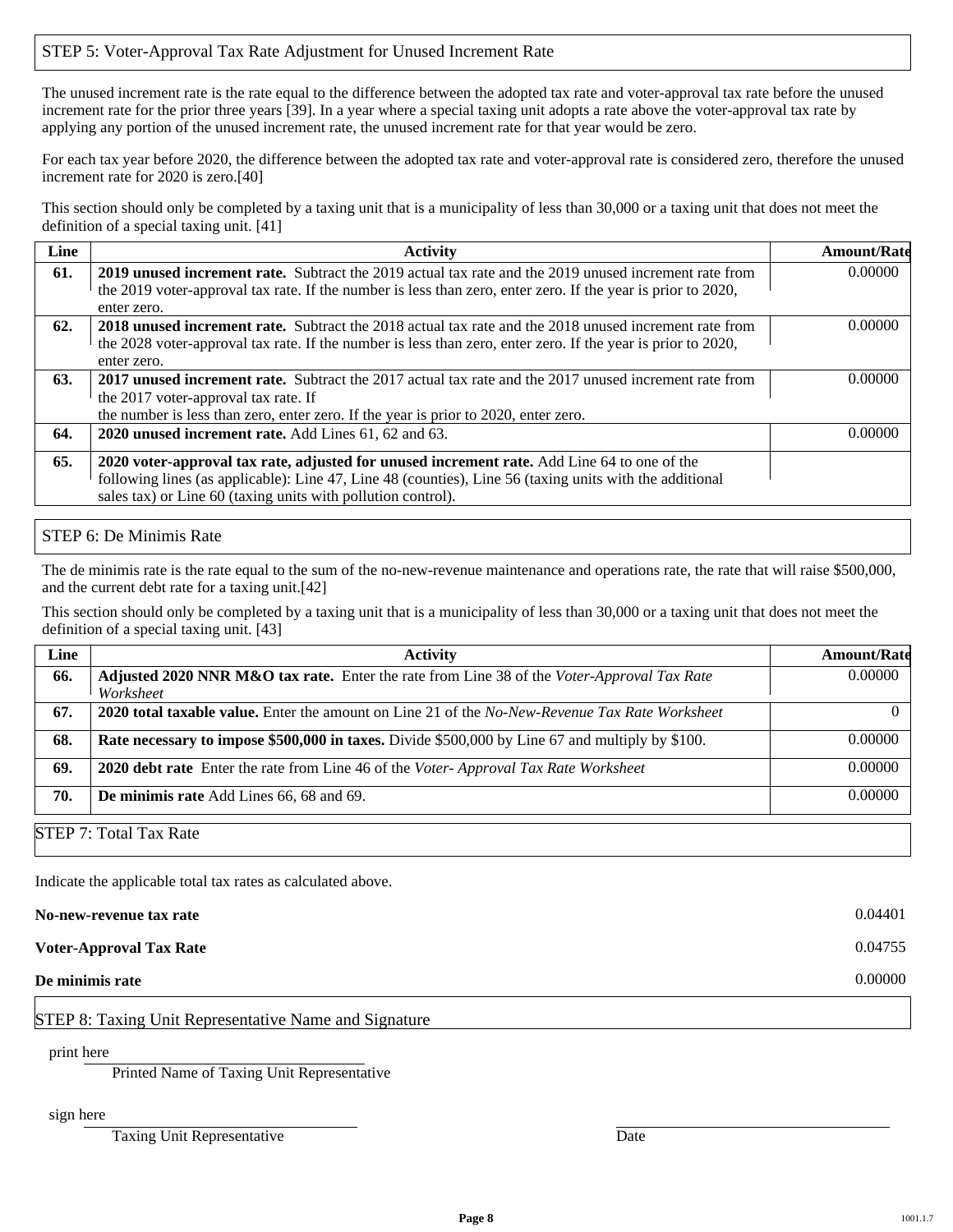## STEP 5: Voter-Approval Tax Rate Adjustment for Unused Increment Rate

The unused increment rate is the rate equal to the difference between the adopted tax rate and voter-approval tax rate before the unused increment rate for the prior three years [39]. In a year where a special taxing unit adopts a rate above the voter-approval tax rate by applying any portion of the unused increment rate, the unused increment rate for that year would be zero.

For each tax year before 2020, the difference between the adopted tax rate and voter-approval rate is considered zero, therefore the unused increment rate for 2020 is zero.[40]

This section should only be completed by a taxing unit that is a municipality of less than 30,000 or a taxing unit that does not meet the definition of a special taxing unit. [41]

| Line | Activity | Amount/Rate |
| --- | --- | --- |
| 61. | **2019 unused increment rate.** Subtract the 2019 actual tax rate and the 2019 unused increment rate from the 2019 voter-approval tax rate. If the number is less than zero, enter zero. If the year is prior to 2020, enter zero. | 0.00000 |
| 62. | **2018 unused increment rate.** Subtract the 2018 actual tax rate and the 2018 unused increment rate from the 2028 voter-approval tax rate. If the number is less than zero, enter zero. If the year is prior to 2020, enter zero. | 0.00000 |
| 63. | **2017 unused increment rate.** Subtract the 2017 actual tax rate and the 2017 unused increment rate from the 2017 voter-approval tax rate. If the number is less than zero, enter zero. If the year is prior to 2020, enter zero. | 0.00000 |
| 64. | **2020 unused increment rate.** Add Lines 61, 62 and 63. | 0.00000 |
| 65. | **2020 voter-approval tax rate, adjusted for unused increment rate.** Add Line 64 to one of the following lines (as applicable): Line 47, Line 48 (counties), Line 56 (taxing units with the additional sales tax) or Line 60 (taxing units with pollution control). | |

## STEP 6: De Minimis Rate

The de minimis rate is the rate equal to the sum of the no-new-revenue maintenance and operations rate, the rate that will raise $500,000, and the current debt rate for a taxing unit.[42]

This section should only be completed by a taxing unit that is a municipality of less than 30,000 or a taxing unit that does not meet the definition of a special taxing unit. [43]

| Line | Activity | Amount/Rate |
| --- | --- | --- |
| 66. | **Adjusted 2020 NNR M&O tax rate.** Enter the rate from Line 38 of the *Voter-Approval Tax Rate Worksheet* | 0.00000 |
| 67. | **2020 total taxable value.** Enter the amount on Line 21 of the *No-New-Revenue Tax Rate Worksheet* | 0 |
| 68. | **Rate necessary to impose $500,000 in taxes.** Divide $500,000 by Line 67 and multiply by $100. | 0.00000 |
| 69. | **2020 debt rate** Enter the rate from Line 46 of the *Voter- Approval Tax Rate Worksheet* | 0.00000 |
| 70. | **De minimis rate** Add Lines 66, 68 and 69. | 0.00000 |

## STEP 7: Total Tax Rate

Indicate the applicable total tax rates as calculated above.

| | |
| --- | --- |
| **No-new-revenue tax rate** | 0.04401 |
| **Voter-Approval Tax Rate** | 0.04755 |
| **De minimis rate** | 0.00000 |

## STEP 8: Taxing Unit Representative Name and Signature

print here ______________________________
Printed Name of Taxing Unit Representative

sign here ______________________________ ______________________________
Taxing Unit Representative Date